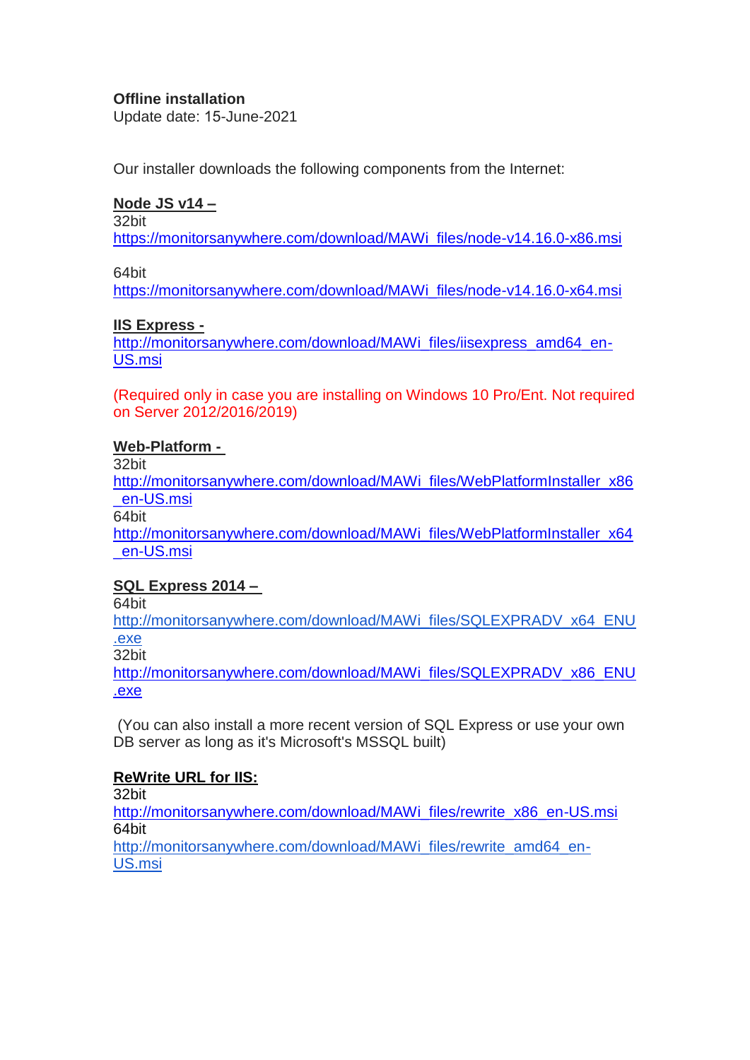**Offline installation**
Update date: 15-June-2021

Our installer downloads the following components from the Internet:

**Node JS v14 –**
32bit
https://monitorsanywhere.com/download/MAWi_files/node-v14.16.0-x86.msi

64bit
https://monitorsanywhere.com/download/MAWi_files/node-v14.16.0-x64.msi

**IIS Express -**
http://monitorsanywhere.com/download/MAWi_files/iisexpress_amd64_en-US.msi

(Required only in case you are installing on Windows 10 Pro/Ent. Not required on Server 2012/2016/2019)

**Web-Platform -**
32bit
http://monitorsanywhere.com/download/MAWi_files/WebPlatformInstaller_x86_en-US.msi
64bit
http://monitorsanywhere.com/download/MAWi_files/WebPlatformInstaller_x64_en-US.msi

**SQL Express 2014 –**
64bit
http://monitorsanywhere.com/download/MAWi_files/SQLEXPRADV_x64_ENU.exe
32bit
http://monitorsanywhere.com/download/MAWi_files/SQLEXPRADV_x86_ENU.exe

(You can also install a more recent version of SQL Express or use your own DB server as long as it's Microsoft's MSSQL built)

**ReWrite URL for IIS:**
32bit
http://monitorsanywhere.com/download/MAWi_files/rewrite_x86_en-US.msi
64bit
http://monitorsanywhere.com/download/MAWi_files/rewrite_amd64_en-US.msi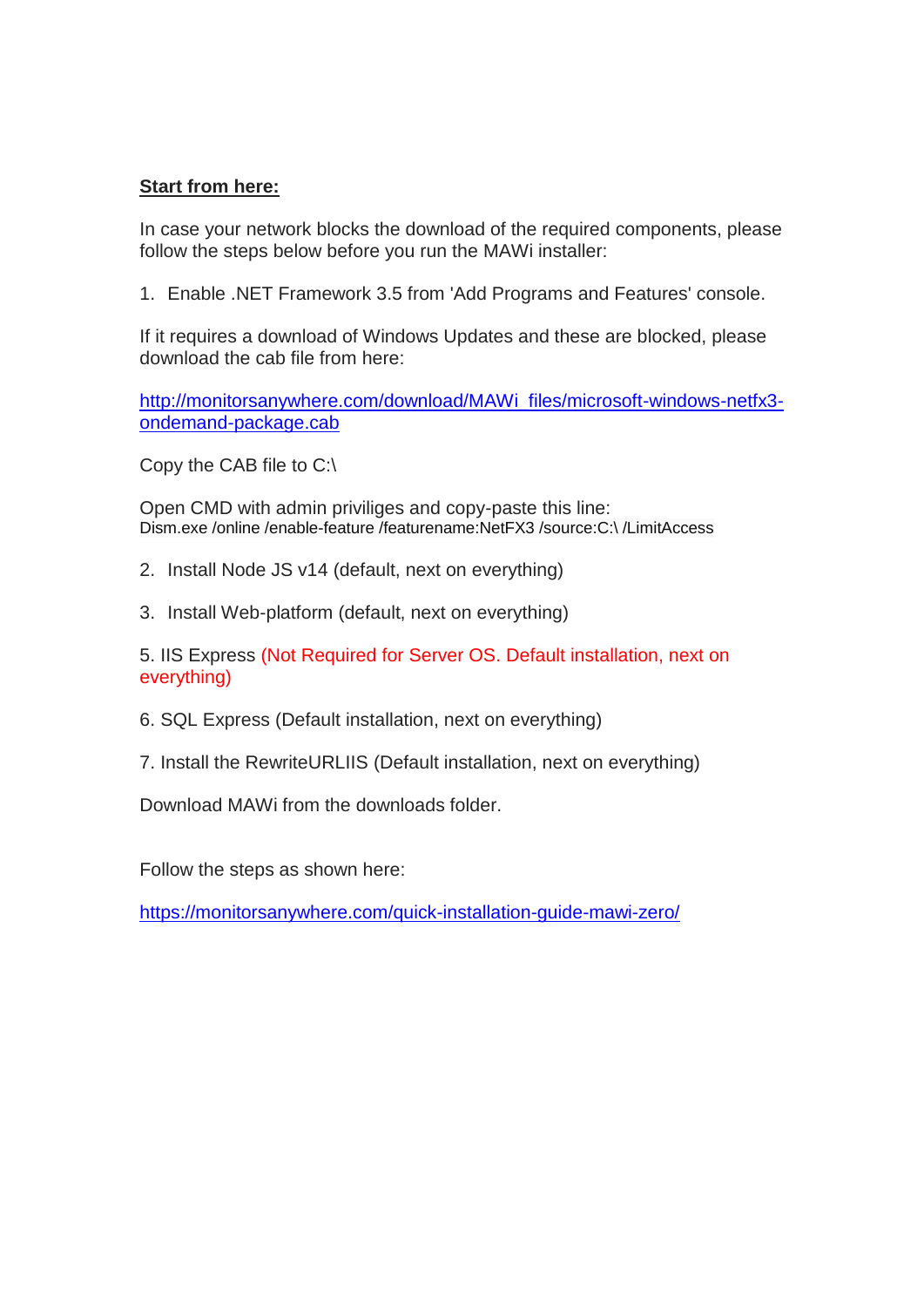**Start from here:**

In case your network blocks the download of the required components, please follow the steps below before you run the MAWi installer:

1. Enable .NET Framework 3.5 from 'Add Programs and Features' console.

If it requires a download of Windows Updates and these are blocked, please download the cab file from here:

[http://monitorsanywhere.com/download/MAWi_files/microsoft-windows-netfx3-ondemand-package.cab](http://monitorsanywhere.com/download/MAWi_files/microsoft-windows-netfx3-ondemand-package.cab)

Copy the CAB file to C:\

Open CMD with admin priviliges and copy-paste this line:

```
Dism.exe /online /enable-feature /featurename:NetFX3 /source:C:\ /LimitAccess
```

2. Install Node JS v14 (default, next on everything)

3. Install Web-platform (default, next on everything)

5. IIS Express (Not Required for Server OS. Default installation, next on everything)

6. SQL Express (Default installation, next on everything)

7. Install the RewriteURLIIS (Default installation, next on everything)

Download MAWi from the downloads folder.

Follow the steps as shown here:

[https://monitorsanywhere.com/quick-installation-guide-mawi-zero/](https://monitorsanywhere.com/quick-installation-guide-mawi-zero/)